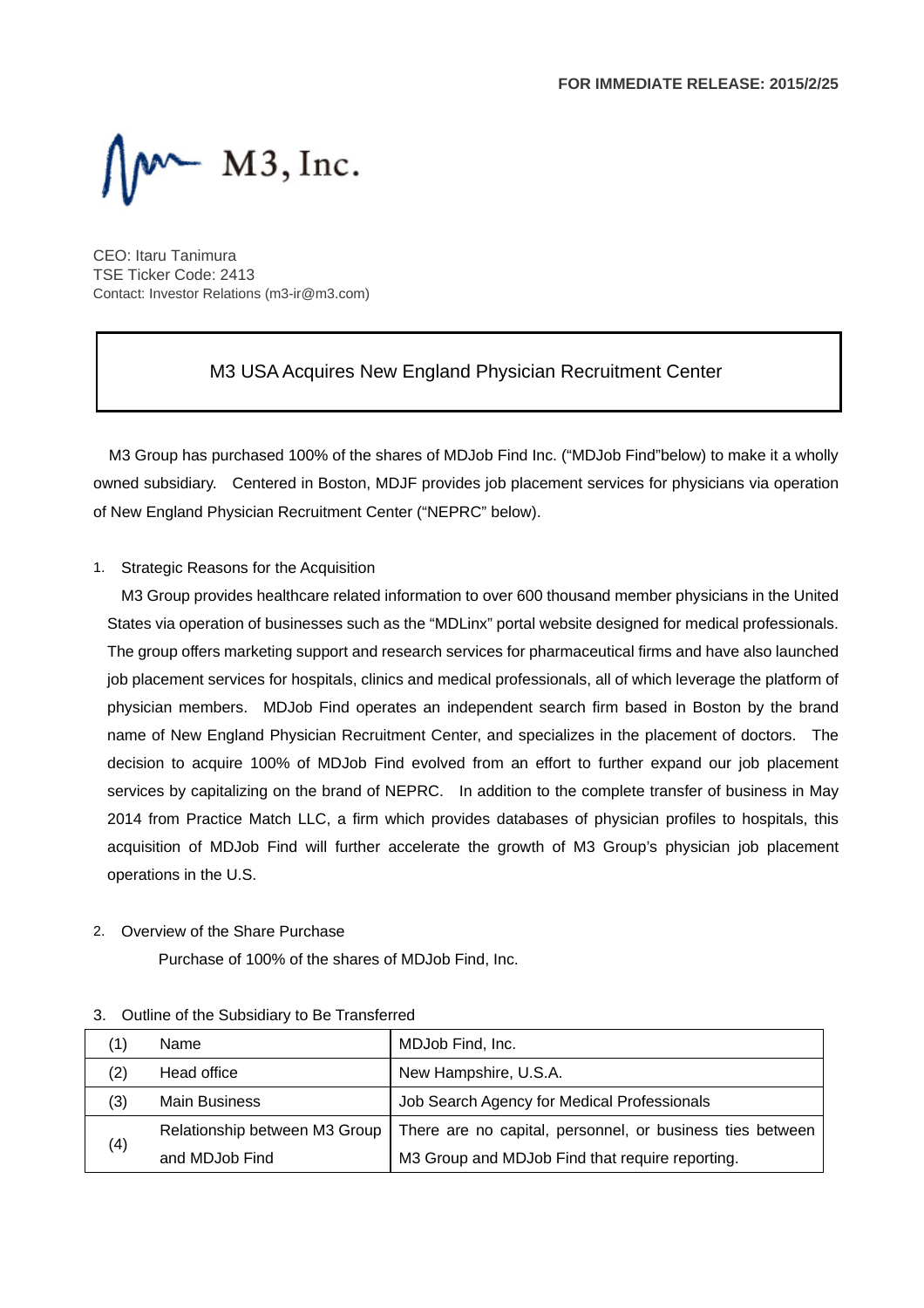**FOR IMMEDIATE RELEASE: 2015/2/25**

M3, Inc.

CEO: Itaru Tanimura
TSE Ticker Code: 2413
Contact: Investor Relations (m3-ir@m3.com)

# M3 USA Acquires New England Physician Recruitment Center

M3 Group has purchased 100% of the shares of MDJob Find Inc. ("MDJob Find"below) to make it a wholly owned subsidiary. Centered in Boston, MDJF provides job placement services for physicians via operation of New England Physician Recruitment Center ("NEPRC" below).

1. Strategic Reasons for the Acquisition

M3 Group provides healthcare related information to over 600 thousand member physicians in the United States via operation of businesses such as the "MDLinx" portal website designed for medical professionals. The group offers marketing support and research services for pharmaceutical firms and have also launched job placement services for hospitals, clinics and medical professionals, all of which leverage the platform of physician members. MDJob Find operates an independent search firm based in Boston by the brand name of New England Physician Recruitment Center, and specializes in the placement of doctors. The decision to acquire 100% of MDJob Find evolved from an effort to further expand our job placement services by capitalizing on the brand of NEPRC. In addition to the complete transfer of business in May 2014 from Practice Match LLC, a firm which provides databases of physician profiles to hospitals, this acquisition of MDJob Find will further accelerate the growth of M3 Group's physician job placement operations in the U.S.

2. Overview of the Share Purchase

Purchase of 100% of the shares of MDJob Find, Inc.

3. Outline of the Subsidiary to Be Transferred

| | | |
|---|---|---|
| (1) | Name | MDJob Find, Inc. |
| (2) | Head office | New Hampshire, U.S.A. |
| (3) | Main Business | Job Search Agency for Medical Professionals |
| (4) | Relationship between M3 Group and MDJob Find | There are no capital, personnel, or business ties between M3 Group and MDJob Find that require reporting. |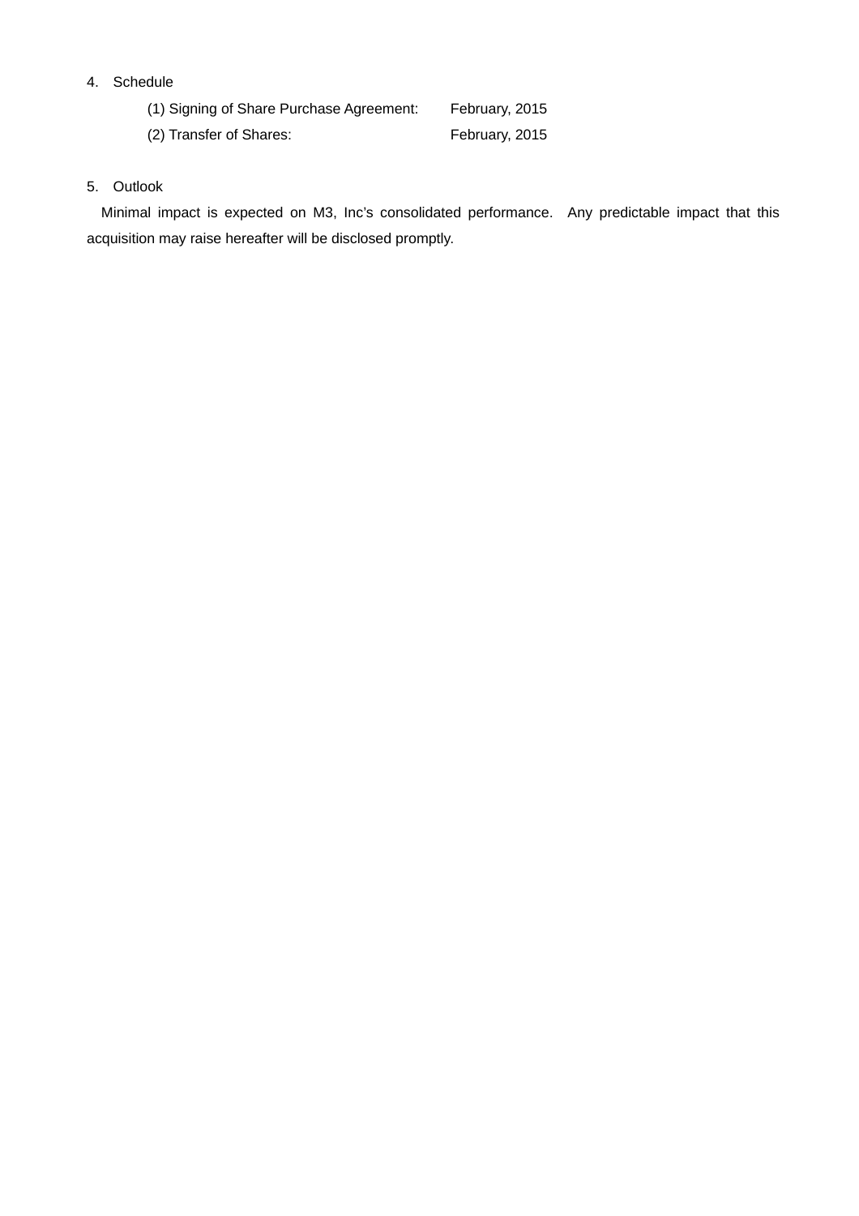4. Schedule

   (1) Signing of Share Purchase Agreement: February, 2015

   (2) Transfer of Shares: February, 2015

5. Outlook

Minimal impact is expected on M3, Inc's consolidated performance. Any predictable impact that this acquisition may raise hereafter will be disclosed promptly.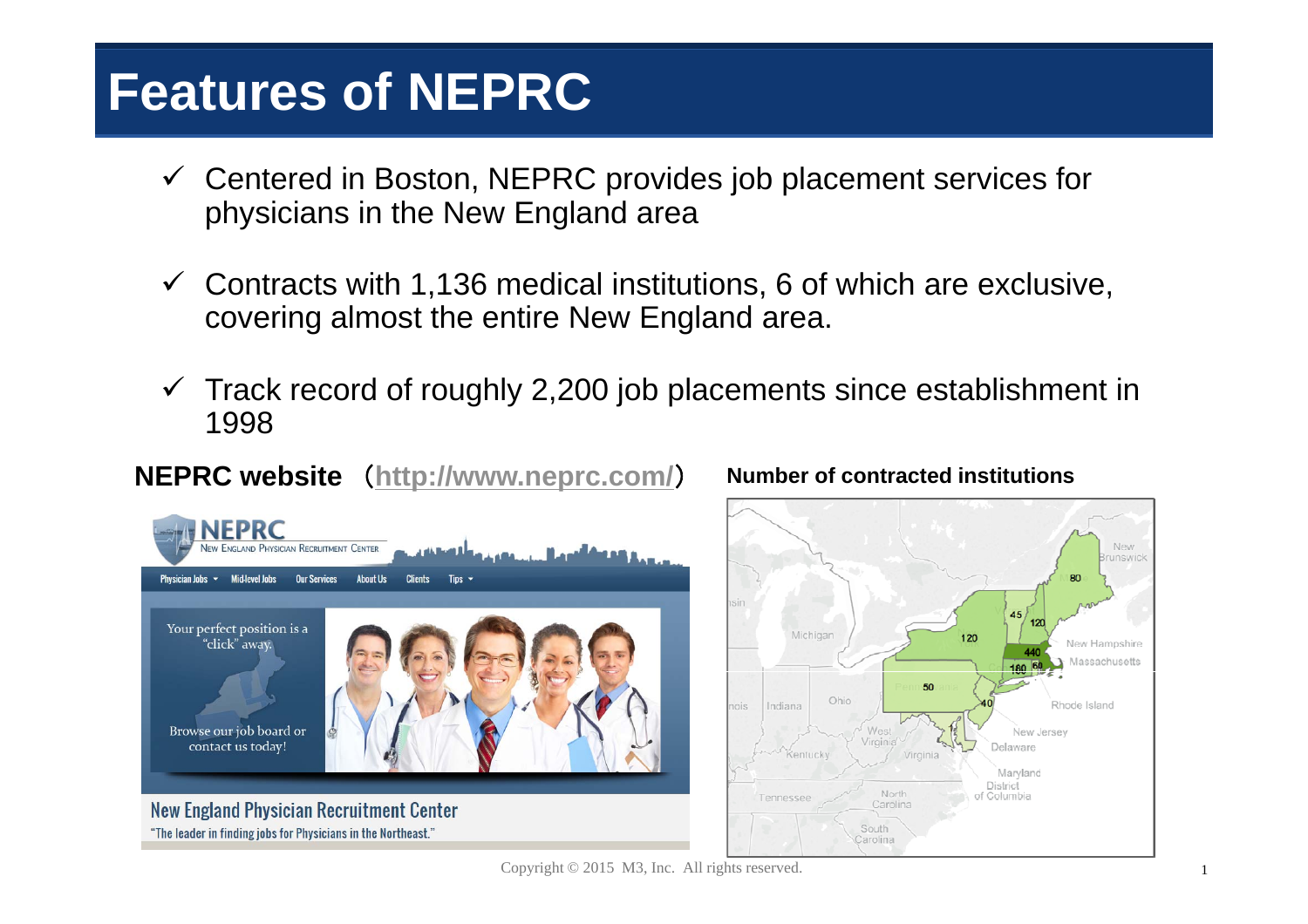# Features of NEPRC

- ✓ Centered in Boston, NEPRC provides job placement services for physicians in the New England area
- ✓ Contracts with 1,136 medical institutions, 6 of which are exclusive, covering almost the entire New England area.
- ✓ Track record of roughly 2,200 job placements since establishment in 1998

**NEPRC website** （http://www.neprc.com/）

**Number of contracted institutions**

Copyright © 2015 M3, Inc. All rights reserved.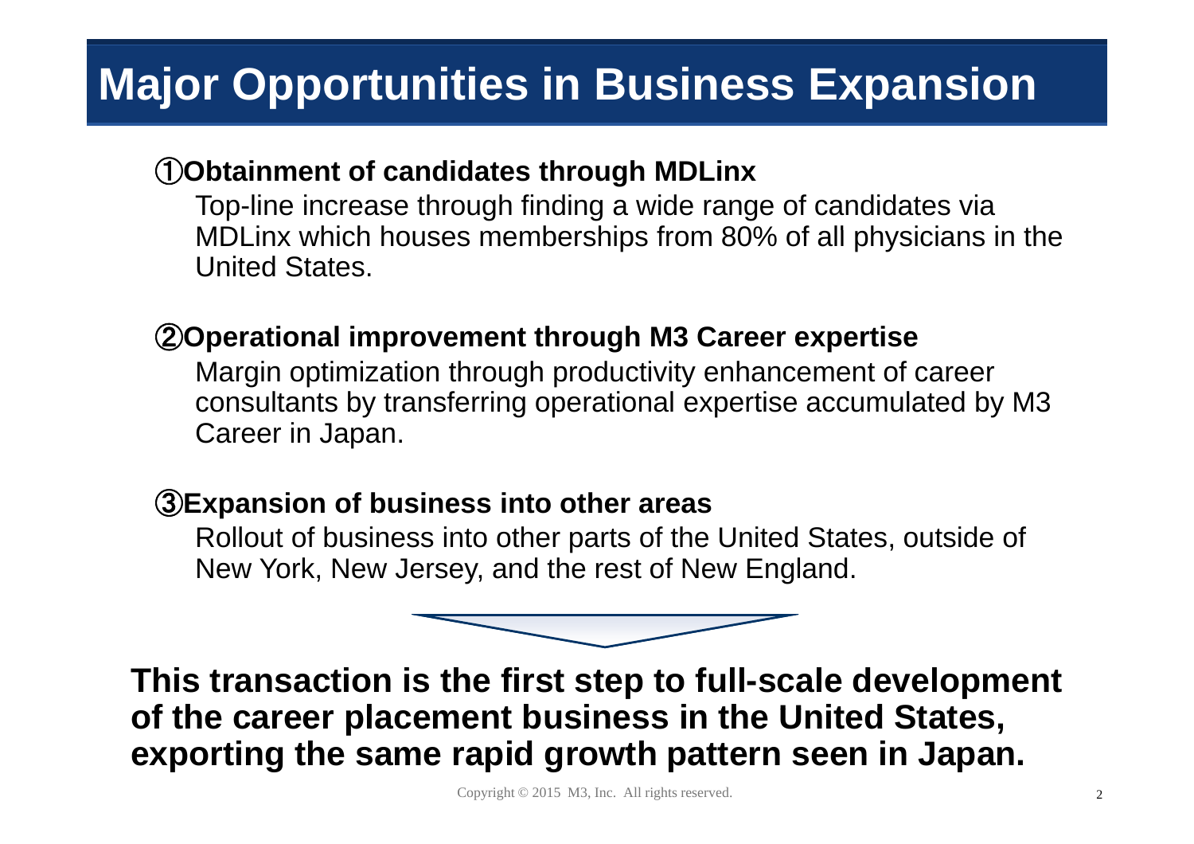# Major Opportunities in Business Expansion

**①Obtainment of candidates through MDLinx**

Top-line increase through finding a wide range of candidates via MDLinx which houses memberships from 80% of all physicians in the United States.

**②Operational improvement through M3 Career expertise**

Margin optimization through productivity enhancement of career consultants by transferring operational expertise accumulated by M3 Career in Japan.

**③Expansion of business into other areas**

Rollout of business into other parts of the United States, outside of New York, New Jersey, and the rest of New England.

**This transaction is the first step to full-scale development of the career placement business in the United States, exporting the same rapid growth pattern seen in Japan.**

Copyright © 2015 M3, Inc. All rights reserved.